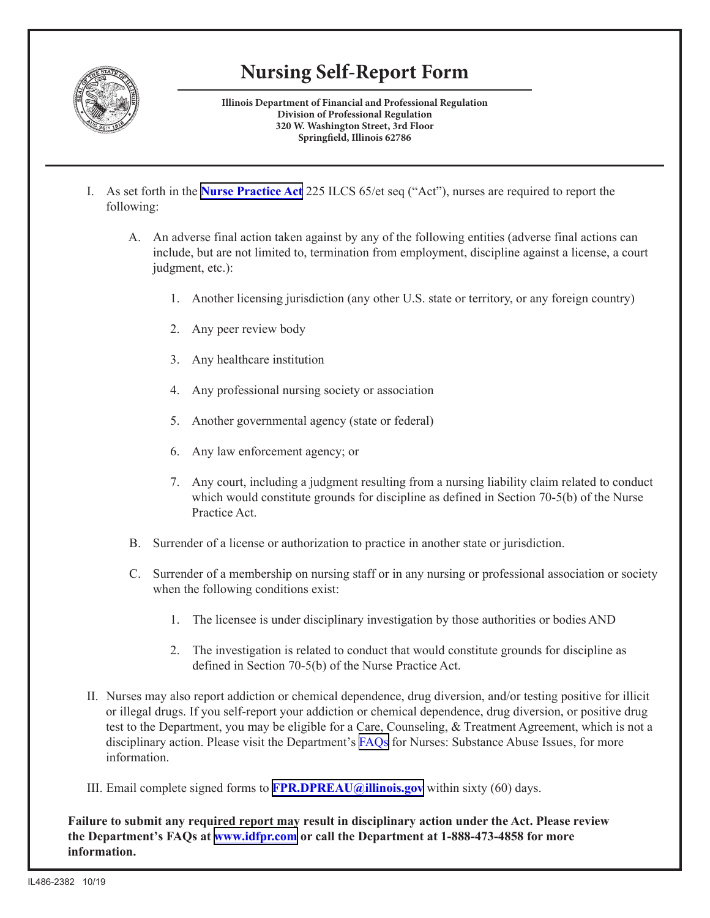# Nursing Self-Report Form

**Illinois Department of Financial and Professional Regulation**
**Division of Professional Regulation**
**320 W. Washington Street, 3rd Floor**
**Springfield, Illinois 62786**

I. As set forth in the **Nurse Practice Act** 225 ILCS 65/et seq ("Act"), nurses are required to report the following:

   A. An adverse final action taken against by any of the following entities (adverse final actions can include, but are not limited to, termination from employment, discipline against a license, a court judgment, etc.):

      1. Another licensing jurisdiction (any other U.S. state or territory, or any foreign country)

      2. Any peer review body

      3. Any healthcare institution

      4. Any professional nursing society or association

      5. Another governmental agency (state or federal)

      6. Any law enforcement agency; or

      7. Any court, including a judgment resulting from a nursing liability claim related to conduct which would constitute grounds for discipline as defined in Section 70-5(b) of the Nurse Practice Act.

   B. Surrender of a license or authorization to practice in another state or jurisdiction.

   C. Surrender of a membership on nursing staff or in any nursing or professional association or society when the following conditions exist:

      1. The licensee is under disciplinary investigation by those authorities or bodies AND

      2. The investigation is related to conduct that would constitute grounds for discipline as defined in Section 70-5(b) of the Nurse Practice Act.

II. Nurses may also report addiction or chemical dependence, drug diversion, and/or testing positive for illicit or illegal drugs. If you self-report your addiction or chemical dependence, drug diversion, or positive drug test to the Department, you may be eligible for a Care, Counseling, & Treatment Agreement, which is not a disciplinary action. Please visit the Department's FAQs for Nurses: Substance Abuse Issues, for more information.

III. Email complete signed forms to **FPR.DPREAU@illinois.gov** within sixty (60) days.

**Failure to submit any required report may result in disciplinary action under the Act. Please review the Department's FAQs at www.idfpr.com or call the Department at 1-888-473-4858 for more information.**

IL486-2382 10/19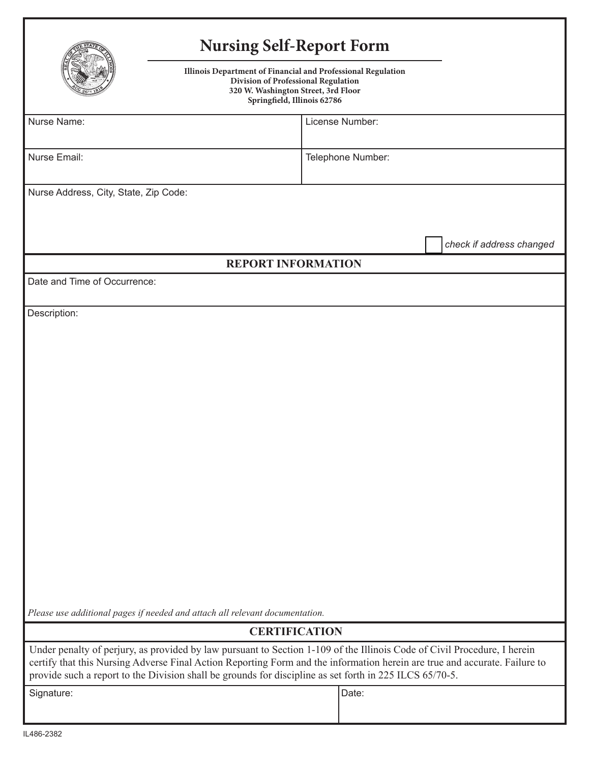# Nursing Self-Report Form

**Illinois Department of Financial and Professional Regulation**
**Division of Professional Regulation**
**320 W. Washington Street, 3rd Floor**
**Springfield, Illinois 62786**

| | |
|---|---|
| Nurse Name: | License Number: |
| Nurse Email: | Telephone Number: |

Nurse Address, City, State, Zip Code:

☐ *check if address changed*

## REPORT INFORMATION

Date and Time of Occurrence:

Description:

*Please use additional pages if needed and attach all relevant documentation.*

## CERTIFICATION

Under penalty of perjury, as provided by law pursuant to Section 1-109 of the Illinois Code of Civil Procedure, I herein certify that this Nursing Adverse Final Action Reporting Form and the information herein are true and accurate. Failure to provide such a report to the Division shall be grounds for discipline as set forth in 225 ILCS 65/70-5.

| | |
|---|---|
| Signature: | Date: |

IL486-2382